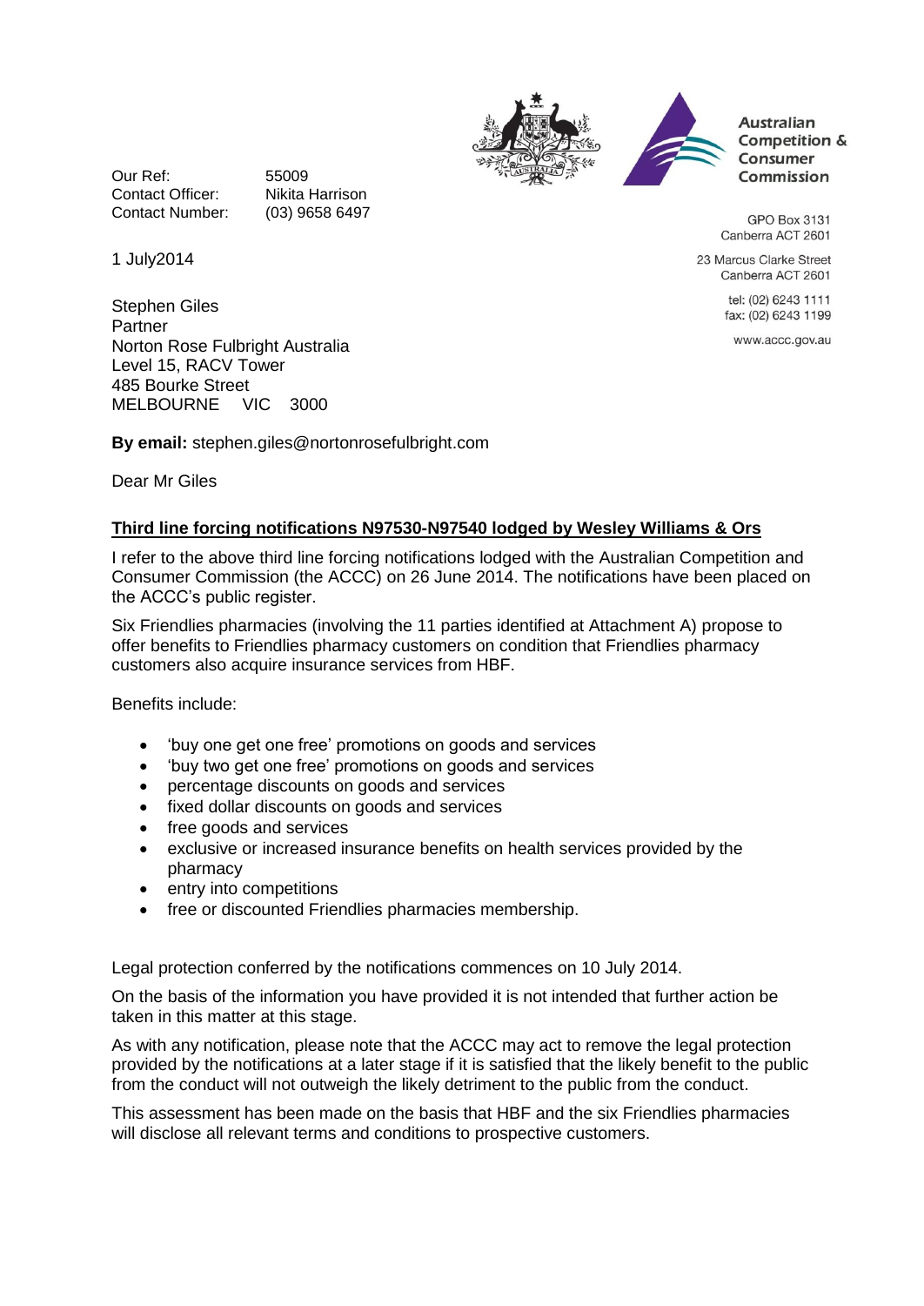Australian Competition & Consumer Commission

GPO Box 3131
Canberra ACT 2601

23 Marcus Clarke Street
Canberra ACT 2601

tel: (02) 6243 1111
fax: (02) 6243 1199

www.accc.gov.au

Our Ref: 55009
Contact Officer: Nikita Harrison
Contact Number: (03) 9658 6497

1 July2014

Stephen Giles
Partner
Norton Rose Fulbright Australia
Level 15, RACV Tower
485 Bourke Street
MELBOURNE VIC 3000

**By email:** stephen.giles@nortonrosefulbright.com

Dear Mr Giles

**<u>Third line forcing notifications N97530-N97540 lodged by Wesley Williams & Ors</u>**

I refer to the above third line forcing notifications lodged with the Australian Competition and Consumer Commission (the ACCC) on 26 June 2014. The notifications have been placed on the ACCC's public register.

Six Friendlies pharmacies (involving the 11 parties identified at Attachment A) propose to offer benefits to Friendlies pharmacy customers on condition that Friendlies pharmacy customers also acquire insurance services from HBF.

Benefits include:

- 'buy one get one free' promotions on goods and services
- 'buy two get one free' promotions on goods and services
- percentage discounts on goods and services
- fixed dollar discounts on goods and services
- free goods and services
- exclusive or increased insurance benefits on health services provided by the pharmacy
- entry into competitions
- free or discounted Friendlies pharmacies membership.

Legal protection conferred by the notifications commences on 10 July 2014.

On the basis of the information you have provided it is not intended that further action be taken in this matter at this stage.

As with any notification, please note that the ACCC may act to remove the legal protection provided by the notifications at a later stage if it is satisfied that the likely benefit to the public from the conduct will not outweigh the likely detriment to the public from the conduct.

This assessment has been made on the basis that HBF and the six Friendlies pharmacies will disclose all relevant terms and conditions to prospective customers.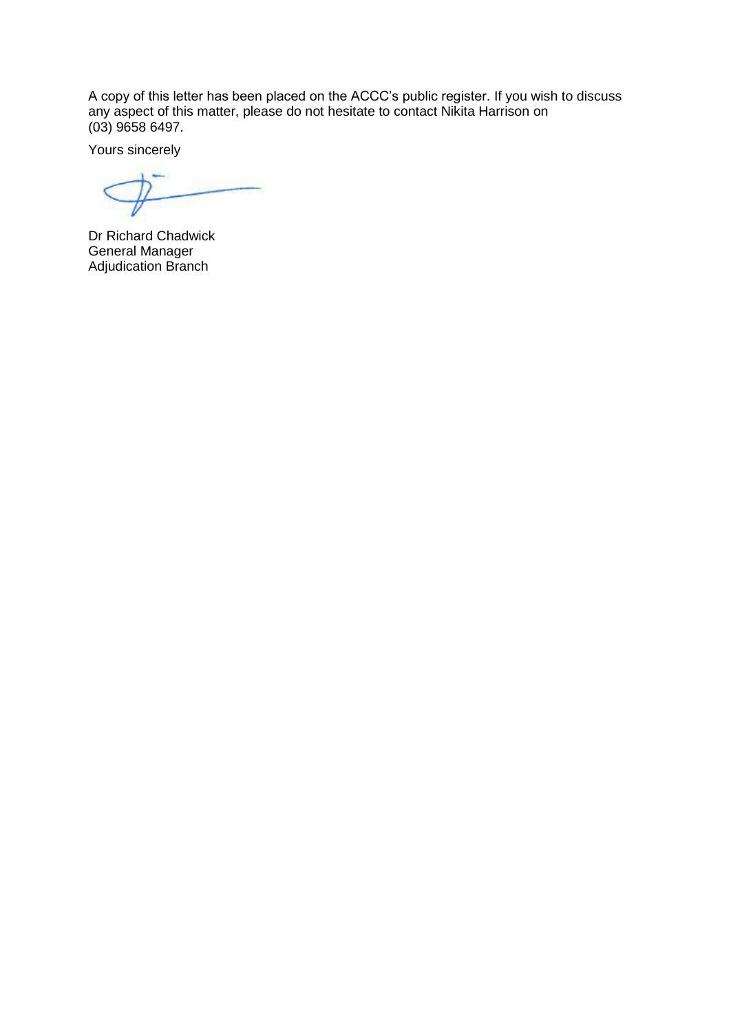A copy of this letter has been placed on the ACCC's public register. If you wish to discuss any aspect of this matter, please do not hesitate to contact Nikita Harrison on (03) 9658 6497.

Yours sincerely

Dr Richard Chadwick
General Manager
Adjudication Branch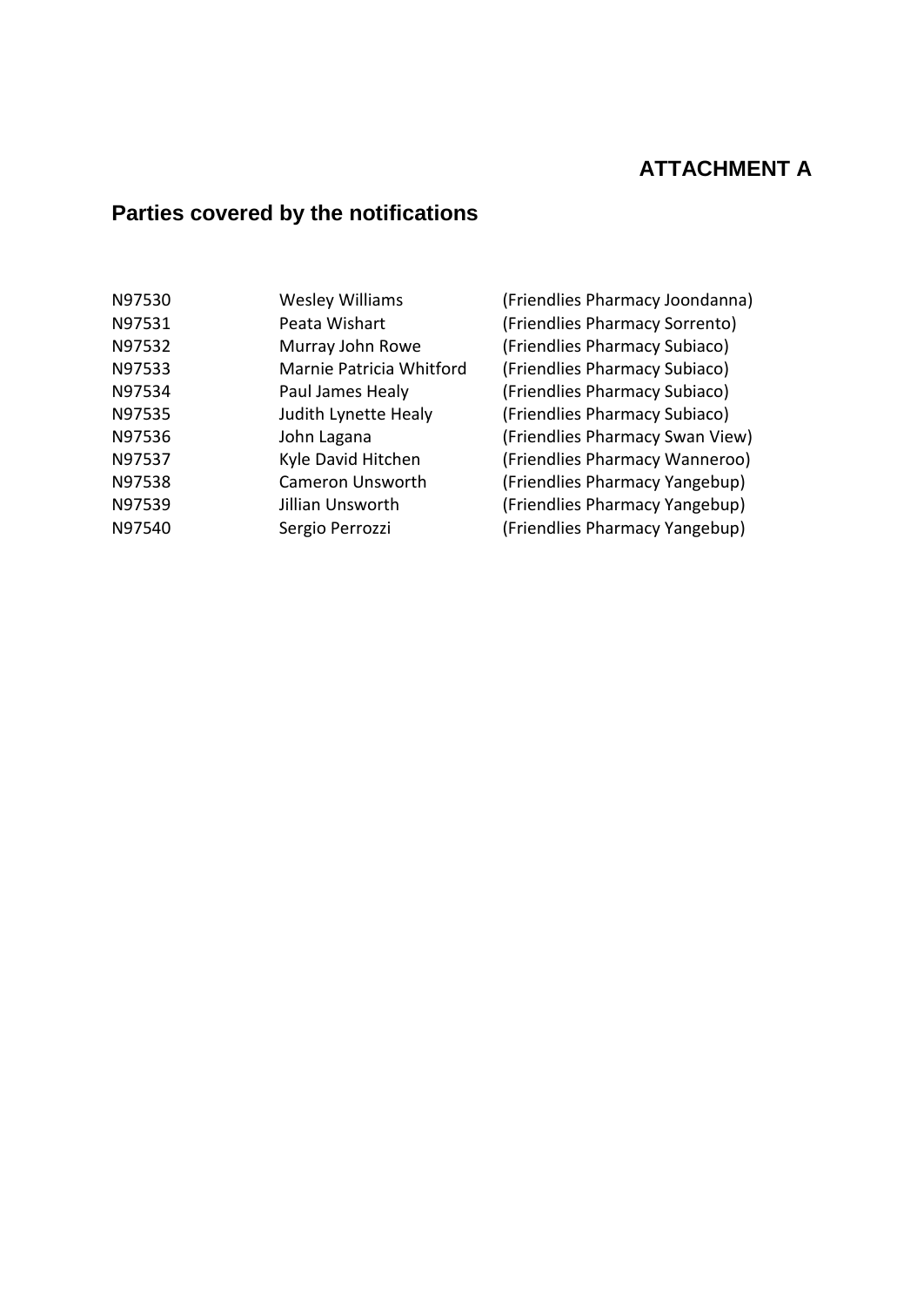# ATTACHMENT A

## Parties covered by the notifications

| | | |
|---|---|---|
| N97530 | Wesley Williams | (Friendlies Pharmacy Joondanna) |
| N97531 | Peata Wishart | (Friendlies Pharmacy Sorrento) |
| N97532 | Murray John Rowe | (Friendlies Pharmacy Subiaco) |
| N97533 | Marnie Patricia Whitford | (Friendlies Pharmacy Subiaco) |
| N97534 | Paul James Healy | (Friendlies Pharmacy Subiaco) |
| N97535 | Judith Lynette Healy | (Friendlies Pharmacy Subiaco) |
| N97536 | John Lagana | (Friendlies Pharmacy Swan View) |
| N97537 | Kyle David Hitchen | (Friendlies Pharmacy Wanneroo) |
| N97538 | Cameron Unsworth | (Friendlies Pharmacy Yangebup) |
| N97539 | Jillian Unsworth | (Friendlies Pharmacy Yangebup) |
| N97540 | Sergio Perrozzi | (Friendlies Pharmacy Yangebup) |